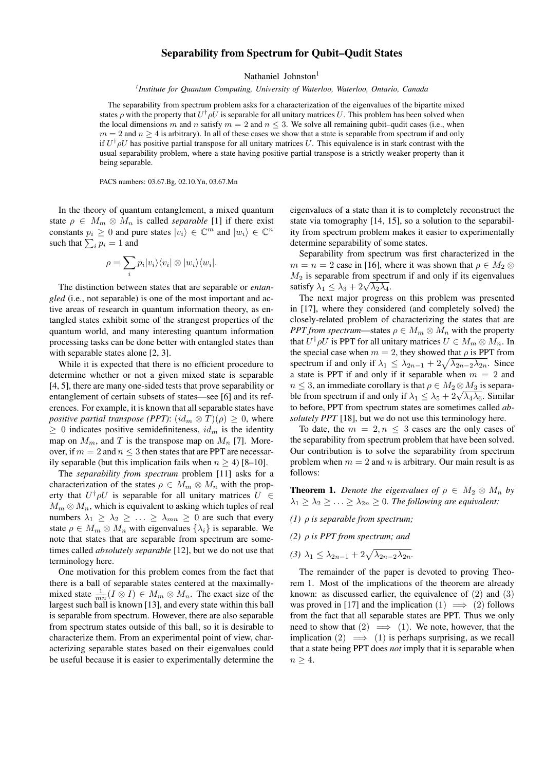# Separability from Spectrum for Qubit–Qudit States

Nathaniel Johnston[1]

[1]*Institute for Quantum Computing, University of Waterloo, Waterloo, Ontario, Canada*

The separability from spectrum problem asks for a characterization of the eigenvalues of the bipartite mixed states $\rho$ with the property that $U^\dagger \rho U$ is separable for all unitary matrices $U$. This problem has been solved when the local dimensions $m$ and $n$ satisfy $m = 2$ and $n \leq 3$. We solve all remaining qubit–qudit cases (i.e., when $m = 2$ and $n \geq 4$ is arbitrary). In all of these cases we show that a state is separable from spectrum if and only if $U^\dagger \rho U$ has positive partial transpose for all unitary matrices $U$. This equivalence is in stark contrast with the usual separability problem, where a state having positive partial transpose is a strictly weaker property than it being separable.

PACS numbers: 03.67.Bg, 02.10.Yn, 03.67.Mn

In the theory of quantum entanglement, a mixed quantum state $\rho \in M_m \otimes M_n$ is called *separable* [1] if there exist constants $p_i \geq 0$ and pure states $|v_i\rangle \in \mathbb{C}^m$ and $|w_i\rangle \in \mathbb{C}^n$ such that $\sum_i p_i = 1$ and

$$\rho = \sum_i p_i |v_i\rangle\langle v_i| \otimes |w_i\rangle\langle w_i|.$$

The distinction between states that are separable or *entangled* (i.e., not separable) is one of the most important and active areas of research in quantum information theory, as entangled states exhibit some of the strangest properties of the quantum world, and many interesting quantum information processing tasks can be done better with entangled states than with separable states alone [2, 3].

While it is expected that there is no efficient procedure to determine whether or not a given mixed state is separable [4, 5], there are many one-sided tests that prove separability or entanglement of certain subsets of states—see [6] and its references. For example, it is known that all separable states have *positive partial transpose (PPT)*: $(id_m \otimes T)(\rho) \geq 0$, where $\geq 0$ indicates positive semidefiniteness, $id_m$ is the identity map on $M_m$, and $T$ is the transpose map on $M_n$ [7]. Moreover, if $m = 2$ and $n \leq 3$ then states that are PPT are necessarily separable (but this implication fails when $n \geq 4$) [8–10].

The *separability from spectrum* problem [11] asks for a characterization of the states $\rho \in M_m \otimes M_n$ with the property that $U^\dagger \rho U$ is separable for all unitary matrices $U \in M_m \otimes M_n$, which is equivalent to asking which tuples of real numbers $\lambda_1 \geq \lambda_2 \geq \ldots \geq \lambda_{mn} \geq 0$ are such that every state $\rho \in M_m \otimes M_n$ with eigenvalues $\{\lambda_i\}$ is separable. We note that states that are separable from spectrum are sometimes called *absolutely separable* [12], but we do not use that terminology here.

One motivation for this problem comes from the fact that there is a ball of separable states centered at the maximally-mixed state $\frac{1}{mn}(I \otimes I) \in M_m \otimes M_n$. The exact size of the largest such ball is known [13], and every state within this ball is separable from spectrum. However, there are also separable from spectrum states outside of this ball, so it is desirable to characterize them. From an experimental point of view, characterizing separable states based on their eigenvalues could be useful because it is easier to experimentally determine the eigenvalues of a state than it is to completely reconstruct the state via tomography [14, 15], so a solution to the separability from spectrum problem makes it easier to experimentally determine separability of some states.

Separability from spectrum was first characterized in the $m = n = 2$ case in [16], where it was shown that $\rho \in M_2 \otimes M_2$ is separable from spectrum if and only if its eigenvalues satisfy $\lambda_1 \leq \lambda_3 + 2\sqrt{\lambda_2 \lambda_4}$.

The next major progress on this problem was presented in [17], where they considered (and completely solved) the closely-related problem of characterizing the states that are *PPT from spectrum*—states $\rho \in M_m \otimes M_n$ with the property that $U^\dagger \rho U$ is PPT for all unitary matrices $U \in M_m \otimes M_n$. In the special case when $m = 2$, they showed that $\rho$ is PPT from spectrum if and only if $\lambda_1 \leq \lambda_{2n-1} + 2\sqrt{\lambda_{2n-2}\lambda_{2n}}$. Since a state is PPT if and only if it separable when $m = 2$ and $n \leq 3$, an immediate corollary is that $\rho \in M_2 \otimes M_3$ is separable from spectrum if and only if $\lambda_1 \leq \lambda_5 + 2\sqrt{\lambda_4 \lambda_6}$. Similar to before, PPT from spectrum states are sometimes called *absolutely PPT* [18], but we do not use this terminology here.

To date, the $m = 2, n \leq 3$ cases are the only cases of the separability from spectrum problem that have been solved. Our contribution is to solve the separability from spectrum problem when $m = 2$ and $n$ is arbitrary. Our main result is as follows:

**Theorem 1.** *Denote the eigenvalues of $\rho \in M_2 \otimes M_n$ by $\lambda_1 \geq \lambda_2 \geq \ldots \geq \lambda_{2n} \geq 0$. The following are equivalent:*

*(1) $\rho$ is separable from spectrum;*

*(2) $\rho$ is PPT from spectrum; and*

*(3) $\lambda_1 \leq \lambda_{2n-1} + 2\sqrt{\lambda_{2n-2}\lambda_{2n}}$.*

The remainder of the paper is devoted to proving Theorem 1. Most of the implications of the theorem are already known: as discussed earlier, the equivalence of (2) and (3) was proved in [17] and the implication (1) $\implies$ (2) follows from the fact that all separable states are PPT. Thus we only need to show that (2) $\implies$ (1). We note, however, that the implication (2) $\implies$ (1) is perhaps surprising, as we recall that a state being PPT does *not* imply that it is separable when $n \geq 4$.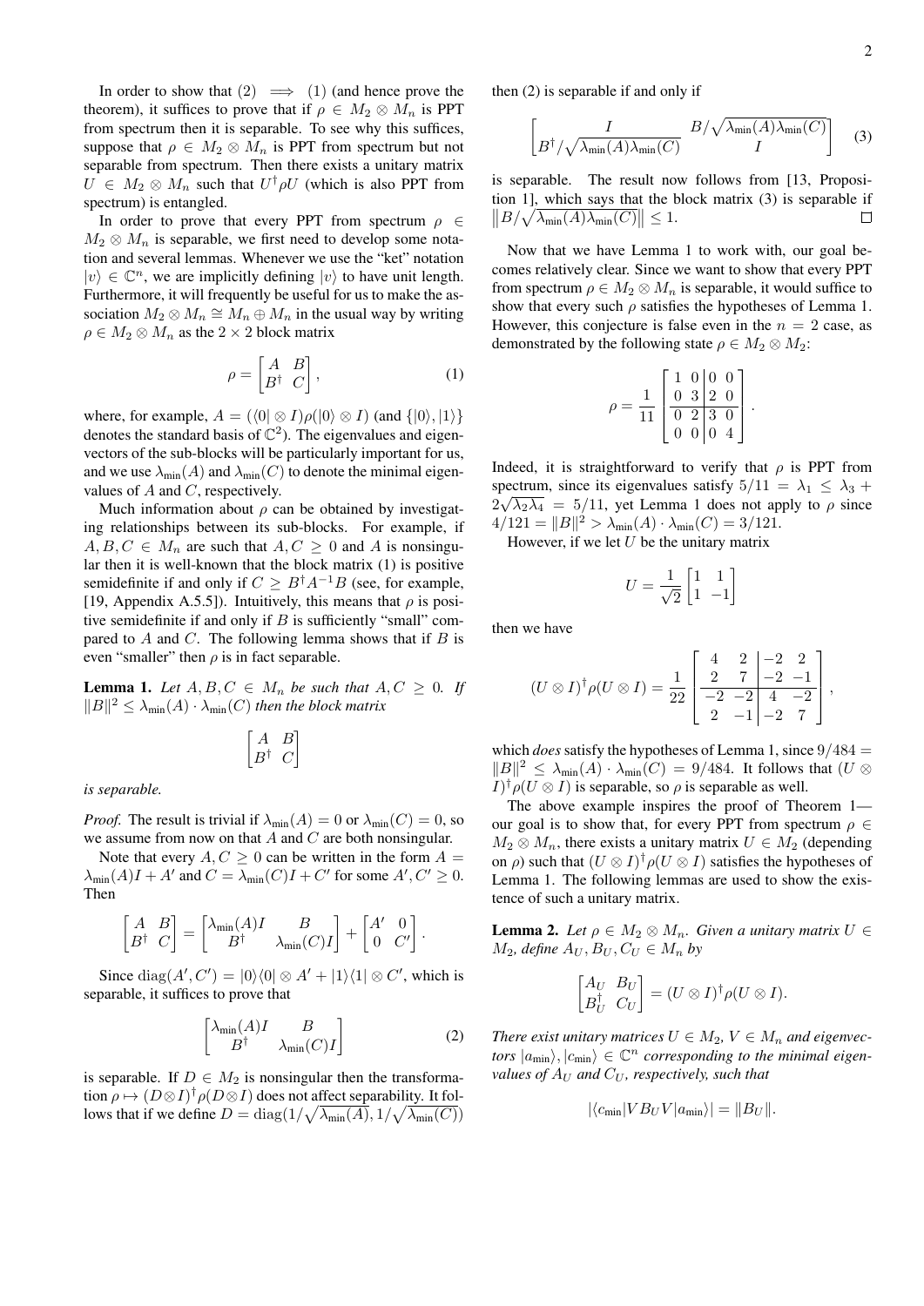In order to show that (2) $\implies$ (1) (and hence prove the theorem), it suffices to prove that if $\rho \in M_2 \otimes M_n$ is PPT from spectrum then it is separable. To see why this suffices, suppose that $\rho \in M_2 \otimes M_n$ is PPT from spectrum but not separable from spectrum. Then there exists a unitary matrix $U \in M_2 \otimes M_n$ such that $U^\dagger \rho U$ (which is also PPT from spectrum) is entangled.

In order to prove that every PPT from spectrum $\rho \in M_2 \otimes M_n$ is separable, we first need to develop some notation and several lemmas. Whenever we use the "ket" notation $|v\rangle \in \mathbb{C}^n$, we are implicitly defining $|v\rangle$ to have unit length. Furthermore, it will frequently be useful for us to make the association $M_2 \otimes M_n \cong M_n \oplus M_n$ in the usual way by writing $\rho \in M_2 \otimes M_n$ as the $2 \times 2$ block matrix

$$\rho = \begin{bmatrix} A & B \\ B^\dagger & C \end{bmatrix}, \tag{1}$$

where, for example, $A = (\langle 0| \otimes I)\rho(|0\rangle \otimes I)$ (and $\{|0\rangle, |1\rangle\}$ denotes the standard basis of $\mathbb{C}^2$). The eigenvalues and eigenvectors of the sub-blocks will be particularly important for us, and we use $\lambda_{\min}(A)$ and $\lambda_{\min}(C)$ to denote the minimal eigenvalues of $A$ and $C$, respectively.

Much information about $\rho$ can be obtained by investigating relationships between its sub-blocks. For example, if $A, B, C \in M_n$ are such that $A, C \geq 0$ and $A$ is nonsingular then it is well-known that the block matrix (1) is positive semidefinite if and only if $C \geq B^\dagger A^{-1} B$ (see, for example, [19, Appendix A.5.5]). Intuitively, this means that $\rho$ is positive semidefinite if and only if $B$ is sufficiently "small" compared to $A$ and $C$. The following lemma shows that if $B$ is even "smaller" then $\rho$ is in fact separable.

**Lemma 1.** *Let $A, B, C \in M_n$ be such that $A, C \geq 0$. If $\|B\|^2 \leq \lambda_{\min}(A) \cdot \lambda_{\min}(C)$ then the block matrix*

$$\begin{bmatrix} A & B \\ B^\dagger & C \end{bmatrix}$$

*is separable.*

*Proof.* The result is trivial if $\lambda_{\min}(A) = 0$ or $\lambda_{\min}(C) = 0$, so we assume from now on that $A$ and $C$ are both nonsingular.

Note that every $A, C \geq 0$ can be written in the form $A = \lambda_{\min}(A)I + A'$ and $C = \lambda_{\min}(C)I + C'$ for some $A', C' \geq 0$. Then

$$\begin{bmatrix} A & B \\ B^\dagger & C \end{bmatrix} = \begin{bmatrix} \lambda_{\min}(A)I & B \\ B^\dagger & \lambda_{\min}(C)I \end{bmatrix} + \begin{bmatrix} A' & 0 \\ 0 & C' \end{bmatrix}.$$

Since $\mathrm{diag}(A', C') = |0\rangle\langle 0| \otimes A' + |1\rangle\langle 1| \otimes C'$, which is separable, it suffices to prove that

$$\begin{bmatrix} \lambda_{\min}(A)I & B \\ B^\dagger & \lambda_{\min}(C)I \end{bmatrix} \tag{2}$$

is separable. If $D \in M_2$ is nonsingular then the transformation $\rho \mapsto (D \otimes I)^\dagger \rho (D \otimes I)$ does not affect separability. It follows that if we define $D = \mathrm{diag}(1/\sqrt{\lambda_{\min}(A)}, 1/\sqrt{\lambda_{\min}(C)})$ then (2) is separable if and only if

$$\begin{bmatrix} I & B/\sqrt{\lambda_{\min}(A)\lambda_{\min}(C)} \\ B^\dagger/\sqrt{\lambda_{\min}(A)\lambda_{\min}(C)} & I \end{bmatrix} \tag{3}$$

is separable. The result now follows from [13, Proposition 1], which says that the block matrix (3) is separable if $\left\|B/\sqrt{\lambda_{\min}(A)\lambda_{\min}(C)}\right\| \leq 1$. $\square$

Now that we have Lemma 1 to work with, our goal becomes relatively clear. Since we want to show that every PPT from spectrum $\rho \in M_2 \otimes M_n$ is separable, it would suffice to show that every such $\rho$ satisfies the hypotheses of Lemma 1. However, this conjecture is false even in the $n = 2$ case, as demonstrated by the following state $\rho \in M_2 \otimes M_2$:

$$\rho = \frac{1}{11}\left[\begin{array}{cc|cc} 1 & 0 & 0 & 0 \\ 0 & 3 & 2 & 0 \\ \hline 0 & 2 & 3 & 0 \\ 0 & 0 & 0 & 4 \end{array}\right].$$

Indeed, it is straightforward to verify that $\rho$ is PPT from spectrum, since its eigenvalues satisfy $5/11 = \lambda_1 \leq \lambda_3 + 2\sqrt{\lambda_2\lambda_4} = 5/11$, yet Lemma 1 does not apply to $\rho$ since $4/121 = \|B\|^2 > \lambda_{\min}(A) \cdot \lambda_{\min}(C) = 3/121$.

However, if we let $U$ be the unitary matrix

$$U = \frac{1}{\sqrt{2}}\begin{bmatrix} 1 & 1 \\ 1 & -1 \end{bmatrix}$$

then we have

$$(U \otimes I)^\dagger \rho (U \otimes I) = \frac{1}{22}\left[\begin{array}{cc|cc} 4 & 2 & -2 & 2 \\ 2 & 7 & -2 & -1 \\ \hline -2 & -2 & 4 & -2 \\ 2 & -1 & -2 & 7 \end{array}\right],$$

which *does* satisfy the hypotheses of Lemma 1, since $9/484 = \|B\|^2 \leq \lambda_{\min}(A) \cdot \lambda_{\min}(C) = 9/484$. It follows that $(U \otimes I)^\dagger \rho (U \otimes I)$ is separable, so $\rho$ is separable as well.

The above example inspires the proof of Theorem 1—our goal is to show that, for every PPT from spectrum $\rho \in M_2 \otimes M_n$, there exists a unitary matrix $U \in M_2$ (depending on $\rho$) such that $(U \otimes I)^\dagger \rho (U \otimes I)$ satisfies the hypotheses of Lemma 1. The following lemmas are used to show the existence of such a unitary matrix.

**Lemma 2.** *Let $\rho \in M_2 \otimes M_n$. Given a unitary matrix $U \in M_2$, define $A_U, B_U, C_U \in M_n$ by*

$$\begin{bmatrix} A_U & B_U \\ B_U^\dagger & C_U \end{bmatrix} = (U \otimes I)^\dagger \rho (U \otimes I).$$

*There exist unitary matrices $U \in M_2$, $V \in M_n$ and eigenvectors $|a_{\min}\rangle, |c_{\min}\rangle \in \mathbb{C}^n$ corresponding to the minimal eigenvalues of $A_U$ and $C_U$, respectively, such that*

$$|\langle c_{\min}| V B_U V |a_{\min}\rangle| = \|B_U\|.$$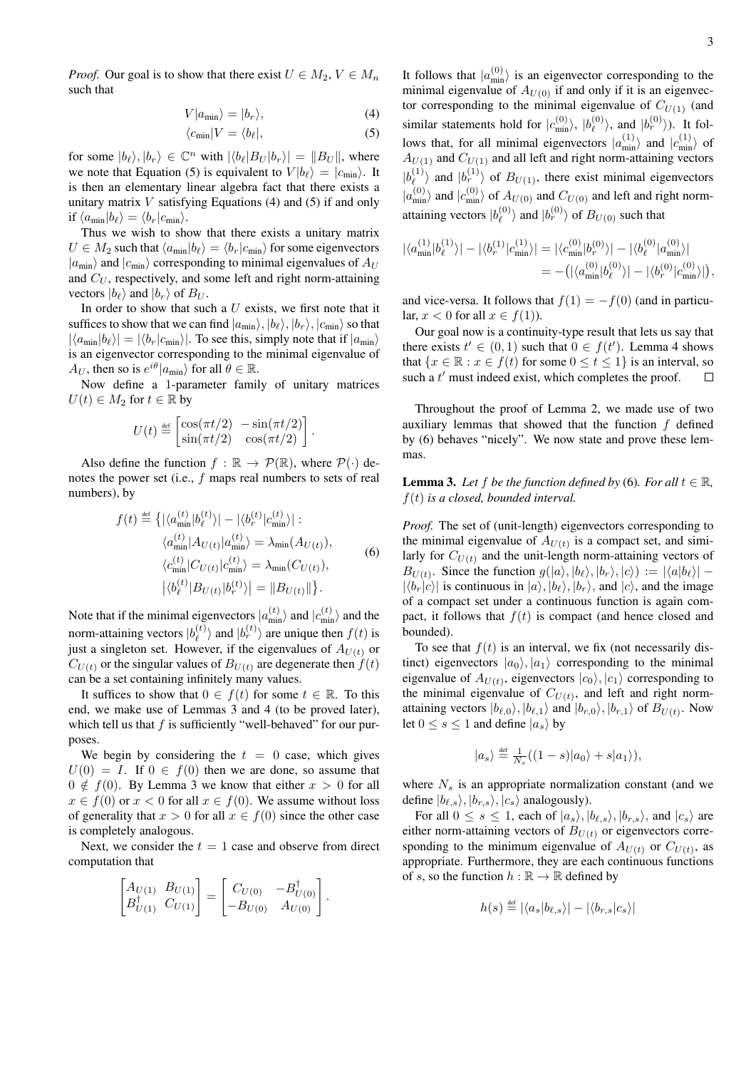*Proof.* Our goal is to show that there exist $U \in M_2$, $V \in M_n$ such that

$$V|a_{\min}\rangle = |b_r\rangle, \tag{4}$$

$$\langle c_{\min}|V = \langle b_\ell|, \tag{5}$$

for some $|b_\ell\rangle, |b_r\rangle \in \mathbb{C}^n$ with $|\langle b_\ell|B_U|b_r\rangle| = \|B_U\|$, where we note that Equation (5) is equivalent to $V|b_\ell\rangle = |c_{\min}\rangle$. It is then an elementary linear algebra fact that there exists a unitary matrix $V$ satisfying Equations (4) and (5) if and only if $\langle a_{\min}|b_\ell\rangle = \langle b_r|c_{\min}\rangle$.

Thus we wish to show that there exists a unitary matrix $U \in M_2$ such that $\langle a_{\min}|b_\ell\rangle = \langle b_r|c_{\min}\rangle$ for some eigenvectors $|a_{\min}\rangle$ and $|c_{\min}\rangle$ corresponding to minimal eigenvalues of $A_U$ and $C_U$, respectively, and some left and right norm-attaining vectors $|b_\ell\rangle$ and $|b_r\rangle$ of $B_U$.

In order to show that such a $U$ exists, we first note that it suffices to show that we can find $|a_{\min}\rangle, |b_\ell\rangle, |b_r\rangle, |c_{\min}\rangle$ so that $|\langle a_{\min}|b_\ell\rangle| = |\langle b_r|c_{\min}\rangle|$. To see this, simply note that if $|a_{\min}\rangle$ is an eigenvector corresponding to the minimal eigenvalue of $A_U$, then so is $e^{i\theta}|a_{\min}\rangle$ for all $\theta \in \mathbb{R}$.

Now define a 1-parameter family of unitary matrices $U(t) \in M_2$ for $t \in \mathbb{R}$ by

$$U(t) \stackrel{\text{def}}{=} \begin{bmatrix} \cos(\pi t/2) & -\sin(\pi t/2) \\ \sin(\pi t/2) & \cos(\pi t/2) \end{bmatrix}.$$

Also define the function $f : \mathbb{R} \to \mathcal{P}(\mathbb{R})$, where $\mathcal{P}(\cdot)$ denotes the power set (i.e., $f$ maps real numbers to sets of real numbers), by

$$\begin{aligned} f(t) \stackrel{\text{def}}{=} \big\{ |\langle a^{(t)}_{\min}|b^{(t)}_\ell\rangle| - |\langle b^{(t)}_r|c^{(t)}_{\min}\rangle| : \\ \langle a^{(t)}_{\min}|A_{U(t)}|a^{(t)}_{\min}\rangle = \lambda_{\min}(A_{U(t)}), \\ \langle c^{(t)}_{\min}|C_{U(t)}|c^{(t)}_{\min}\rangle = \lambda_{\min}(C_{U(t)}), \\ \big|\langle b^{(t)}_\ell|B_{U(t)}|b^{(t)}_r\rangle\big| = \|B_{U(t)}\| \big\}. \end{aligned} \tag{6}$$

Note that if the minimal eigenvectors $|a^{(t)}_{\min}\rangle$ and $|c^{(t)}_{\min}\rangle$ and the norm-attaining vectors $|b^{(t)}_\ell\rangle$ and $|b^{(t)}_r\rangle$ are unique then $f(t)$ is just a singleton set. However, if the eigenvalues of $A_{U(t)}$ or $C_{U(t)}$ or the singular values of $B_{U(t)}$ are degenerate then $f(t)$ can be a set containing infinitely many values.

It suffices to show that $0 \in f(t)$ for some $t \in \mathbb{R}$. To this end, we make use of Lemmas 3 and 4 (to be proved later), which tell us that $f$ is sufficiently "well-behaved" for our purposes.

We begin by considering the $t = 0$ case, which gives $U(0) = I$. If $0 \in f(0)$ then we are done, so assume that $0 \notin f(0)$. By Lemma 3 we know that either $x > 0$ for all $x \in f(0)$ or $x < 0$ for all $x \in f(0)$. We assume without loss of generality that $x > 0$ for all $x \in f(0)$ since the other case is completely analogous.

Next, we consider the $t = 1$ case and observe from direct computation that

$$\begin{bmatrix} A_{U(1)} & B_{U(1)} \\ B^\dagger_{U(1)} & C_{U(1)} \end{bmatrix} = \begin{bmatrix} C_{U(0)} & -B^\dagger_{U(0)} \\ -B_{U(0)} & A_{U(0)} \end{bmatrix}.$$

It follows that $|a^{(0)}_{\min}\rangle$ is an eigenvector corresponding to the minimal eigenvalue of $A_{U(0)}$ if and only if it is an eigenvector corresponding to the minimal eigenvalue of $C_{U(1)}$ (and similar statements hold for $|c^{(0)}_{\min}\rangle$, $|b^{(0)}_\ell\rangle$, and $|b^{(0)}_r\rangle$). It follows that, for all minimal eigenvectors $|a^{(1)}_{\min}\rangle$ and $|c^{(1)}_{\min}\rangle$ of $A_{U(1)}$ and $C_{U(1)}$ and all left and right norm-attaining vectors $|b^{(1)}_\ell\rangle$ and $|b^{(1)}_r\rangle$ of $B_{U(1)}$, there exist minimal eigenvectors $|a^{(0)}_{\min}\rangle$ and $|c^{(0)}_{\min}\rangle$ of $A_{U(0)}$ and $C_{U(0)}$ and left and right norm-attaining vectors $|b^{(0)}_\ell\rangle$ and $|b^{(0)}_r\rangle$ of $B_{U(0)}$ such that

$$\begin{aligned} |\langle a^{(1)}_{\min}|b^{(1)}_\ell\rangle| - |\langle b^{(1)}_r|c^{(1)}_{\min}\rangle| &= |\langle c^{(0)}_{\min}|b^{(0)}_r\rangle| - |\langle b^{(0)}_\ell|a^{(0)}_{\min}\rangle| \\ &= -\big(|\langle a^{(0)}_{\min}|b^{(0)}_\ell\rangle| - |\langle b^{(0)}_r|c^{(0)}_{\min}\rangle|\big), \end{aligned}$$

and vice-versa. It follows that $f(1) = -f(0)$ (and in particular, $x < 0$ for all $x \in f(1)$).

Our goal now is a continuity-type result that lets us say that there exists $t' \in (0, 1)$ such that $0 \in f(t')$. Lemma 4 shows that $\{x \in \mathbb{R} : x \in f(t) \text{ for some } 0 \le t \le 1\}$ is an interval, so such a $t'$ must indeed exist, which completes the proof. $\square$

Throughout the proof of Lemma 2, we made use of two auxiliary lemmas that showed that the function $f$ defined by (6) behaves "nicely". We now state and prove these lemmas.

**Lemma 3.** *Let $f$ be the function defined by* (6)*. For all $t \in \mathbb{R}$, $f(t)$ is a closed, bounded interval.*

*Proof.* The set of (unit-length) eigenvectors corresponding to the minimal eigenvalue of $A_{U(t)}$ is a compact set, and similarly for $C_{U(t)}$ and the unit-length norm-attaining vectors of $B_{U(t)}$. Since the function $g(|a\rangle, |b_\ell\rangle, |b_r\rangle, |c\rangle) := |\langle a|b_\ell\rangle| - |\langle b_r|c\rangle|$ is continuous in $|a\rangle$, $|b_\ell\rangle$, $|b_r\rangle$, and $|c\rangle$, and the image of a compact set under a continuous function is again compact, it follows that $f(t)$ is compact (and hence closed and bounded).

To see that $f(t)$ is an interval, we fix (not necessarily distinct) eigenvectors $|a_0\rangle, |a_1\rangle$ corresponding to the minimal eigenvalue of $A_{U(t)}$, eigenvectors $|c_0\rangle, |c_1\rangle$ corresponding to the minimal eigenvalue of $C_{U(t)}$, and left and right norm-attaining vectors $|b_{\ell,0}\rangle, |b_{\ell,1}\rangle$ and $|b_{r,0}\rangle, |b_{r,1}\rangle$ of $B_{U(t)}$. Now let $0 \le s \le 1$ and define $|a_s\rangle$ by

$$|a_s\rangle \stackrel{\text{def}}{=} \tfrac{1}{N_s}((1-s)|a_0\rangle + s|a_1\rangle),$$

where $N_s$ is an appropriate normalization constant (and we define $|b_{\ell,s}\rangle, |b_{r,s}\rangle, |c_s\rangle$ analogously).

For all $0 \le s \le 1$, each of $|a_s\rangle, |b_{\ell,s}\rangle, |b_{r,s}\rangle$, and $|c_s\rangle$ are either norm-attaining vectors of $B_{U(t)}$ or eigenvectors corresponding to the minimum eigenvalue of $A_{U(t)}$ or $C_{U(t)}$, as appropriate. Furthermore, they are each continuous functions of $s$, so the function $h : \mathbb{R} \to \mathbb{R}$ defined by

$$h(s) \stackrel{\text{def}}{=} |\langle a_s|b_{\ell,s}\rangle| - |\langle b_{r,s}|c_s\rangle|$$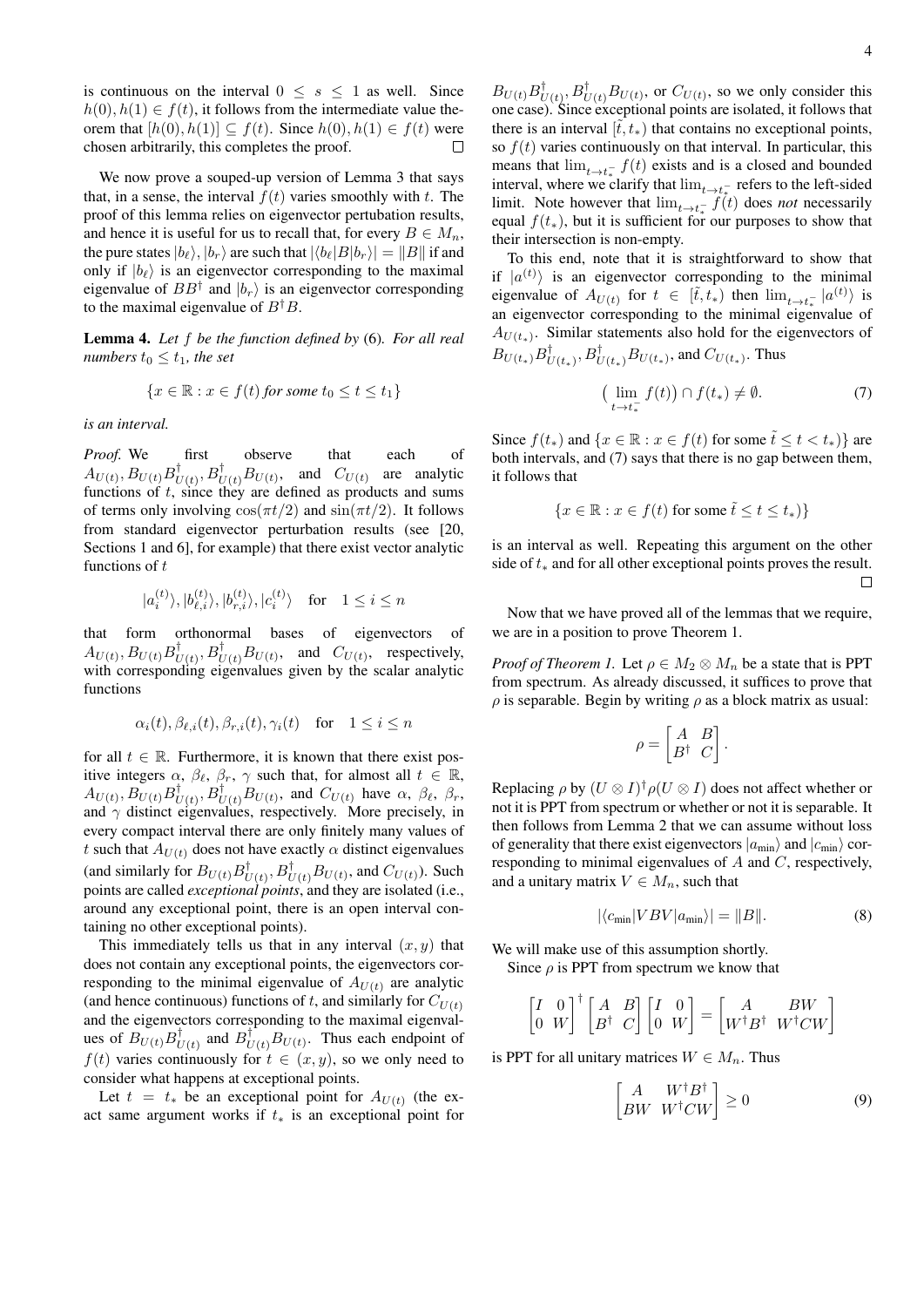is continuous on the interval $0 \leq s \leq 1$ as well. Since $h(0), h(1) \in f(t)$, it follows from the intermediate value theorem that $[h(0), h(1)] \subseteq f(t)$. Since $h(0), h(1) \in f(t)$ were chosen arbitrarily, this completes the proof. □

We now prove a souped-up version of Lemma 3 that says that, in a sense, the interval $f(t)$ varies smoothly with $t$. The proof of this lemma relies on eigenvector pertubation results, and hence it is useful for us to recall that, for every $B \in M_n$, the pure states $|b_\ell\rangle, |b_r\rangle$ are such that $|\langle b_\ell|B|b_r\rangle| = \|B\|$ if and only if $|b_\ell\rangle$ is an eigenvector corresponding to the maximal eigenvalue of $BB^\dagger$ and $|b_r\rangle$ is an eigenvector corresponding to the maximal eigenvalue of $B^\dagger B$.

**Lemma 4.** *Let $f$ be the function defined by* (6)*. For all real numbers $t_0 \leq t_1$, the set*

$$\{x \in \mathbb{R} : x \in f(t) \text{ for some } t_0 \leq t \leq t_1\}$$

*is an interval.*

*Proof.* We first observe that each of $A_{U(t)}, B_{U(t)}B_{U(t)}^\dagger, B_{U(t)}^\dagger B_{U(t)}$, and $C_{U(t)}$ are analytic functions of $t$, since they are defined as products and sums of terms only involving $\cos(\pi t/2)$ and $\sin(\pi t/2)$. It follows from standard eigenvector perturbation results (see [20, Sections 1 and 6], for example) that there exist vector analytic functions of $t$

$$|a_i^{(t)}\rangle, |b_{\ell,i}^{(t)}\rangle, |b_{r,i}^{(t)}\rangle, |c_i^{(t)}\rangle \quad \text{for} \quad 1 \leq i \leq n$$

that form orthonormal bases of eigenvectors of $A_{U(t)}, B_{U(t)}B_{U(t)}^\dagger, B_{U(t)}^\dagger B_{U(t)}$, and $C_{U(t)}$, respectively, with corresponding eigenvalues given by the scalar analytic functions

$$\alpha_i(t), \beta_{\ell,i}(t), \beta_{r,i}(t), \gamma_i(t) \quad \text{for} \quad 1 \leq i \leq n$$

for all $t \in \mathbb{R}$. Furthermore, it is known that there exist positive integers $\alpha$, $\beta_\ell$, $\beta_r$, $\gamma$ such that, for almost all $t \in \mathbb{R}$, $A_{U(t)}, B_{U(t)}B_{U(t)}^\dagger, B_{U(t)}^\dagger B_{U(t)}$, and $C_{U(t)}$ have $\alpha$, $\beta_\ell$, $\beta_r$, and $\gamma$ distinct eigenvalues, respectively. More precisely, in every compact interval there are only finitely many values of $t$ such that $A_{U(t)}$ does not have exactly $\alpha$ distinct eigenvalues (and similarly for $B_{U(t)}B_{U(t)}^\dagger, B_{U(t)}^\dagger B_{U(t)}$, and $C_{U(t)}$). Such points are called *exceptional points*, and they are isolated (i.e., around any exceptional point, there is an open interval containing no other exceptional points).

This immediately tells us that in any interval $(x, y)$ that does not contain any exceptional points, the eigenvectors corresponding to the minimal eigenvalue of $A_{U(t)}$ are analytic (and hence continuous) functions of $t$, and similarly for $C_{U(t)}$ and the eigenvectors corresponding to the maximal eigenvalues of $B_{U(t)}B_{U(t)}^\dagger$ and $B_{U(t)}^\dagger B_{U(t)}$. Thus each endpoint of $f(t)$ varies continuously for $t \in (x, y)$, so we only need to consider what happens at exceptional points.

Let $t = t_*$ be an exceptional point for $A_{U(t)}$ (the exact same argument works if $t_*$ is an exceptional point for $B_{U(t)}B_{U(t)}^\dagger, B_{U(t)}^\dagger B_{U(t)}$, or $C_{U(t)}$, so we only consider this one case). Since exceptional points are isolated, it follows that there is an interval $[\tilde{t}, t_*)$ that contains no exceptional points, so $f(t)$ varies continuously on that interval. In particular, this means that $\lim_{t \to t_*^-} f(t)$ exists and is a closed and bounded interval, where we clarify that $\lim_{t \to t_*^-}$ refers to the left-sided limit. Note however that $\lim_{t \to t_*^-} f(t)$ does *not* necessarily equal $f(t_*)$, but it is sufficient for our purposes to show that their intersection is non-empty.

To this end, note that it is straightforward to show that if $|a^{(t)}\rangle$ is an eigenvector corresponding to the minimal eigenvalue of $A_{U(t)}$ for $t \in [\tilde{t}, t_*)$ then $\lim_{t \to t_*^-} |a^{(t)}\rangle$ is an eigenvector corresponding to the minimal eigenvalue of $A_{U(t_*)}$. Similar statements also hold for the eigenvectors of $B_{U(t_*)}B_{U(t_*)}^\dagger, B_{U(t_*)}^\dagger B_{U(t_*)}$, and $C_{U(t_*)}$. Thus

$$\big(\lim_{t \to t_*^-} f(t)\big) \cap f(t_*) \neq \emptyset. \tag{7}$$

Since $f(t_*)$ and $\{x \in \mathbb{R} : x \in f(t) \text{ for some } \tilde{t} \leq t < t_*)\}$ are both intervals, and (7) says that there is no gap between them, it follows that

$$\{x \in \mathbb{R} : x \in f(t) \text{ for some } \tilde{t} \leq t \leq t_*)\}$$

is an interval as well. Repeating this argument on the other side of $t_*$ and for all other exceptional points proves the result. □

Now that we have proved all of the lemmas that we require, we are in a position to prove Theorem 1.

*Proof of Theorem 1.* Let $\rho \in M_2 \otimes M_n$ be a state that is PPT from spectrum. As already discussed, it suffices to prove that $\rho$ is separable. Begin by writing $\rho$ as a block matrix as usual:

$$\rho = \begin{bmatrix} A & B \\ B^\dagger & C \end{bmatrix}.$$

Replacing $\rho$ by $(U \otimes I)^\dagger \rho (U \otimes I)$ does not affect whether or not it is PPT from spectrum or whether or not it is separable. It then follows from Lemma 2 that we can assume without loss of generality that there exist eigenvectors $|a_{\min}\rangle$ and $|c_{\min}\rangle$ corresponding to minimal eigenvalues of $A$ and $C$, respectively, and a unitary matrix $V \in M_n$, such that

$$|\langle c_{\min}|VBV|a_{\min}\rangle| = \|B\|. \tag{8}$$

We will make use of this assumption shortly.

Since $\rho$ is PPT from spectrum we know that

$$\begin{bmatrix} I & 0 \\ 0 & W \end{bmatrix}^\dagger \begin{bmatrix} A & B \\ B^\dagger & C \end{bmatrix} \begin{bmatrix} I & 0 \\ 0 & W \end{bmatrix} = \begin{bmatrix} A & BW \\ W^\dagger B^\dagger & W^\dagger C W \end{bmatrix}$$

is PPT for all unitary matrices $W \in M_n$. Thus

$$\begin{bmatrix} A & W^\dagger B^\dagger \\ BW & W^\dagger C W \end{bmatrix} \geq 0 \tag{9}$$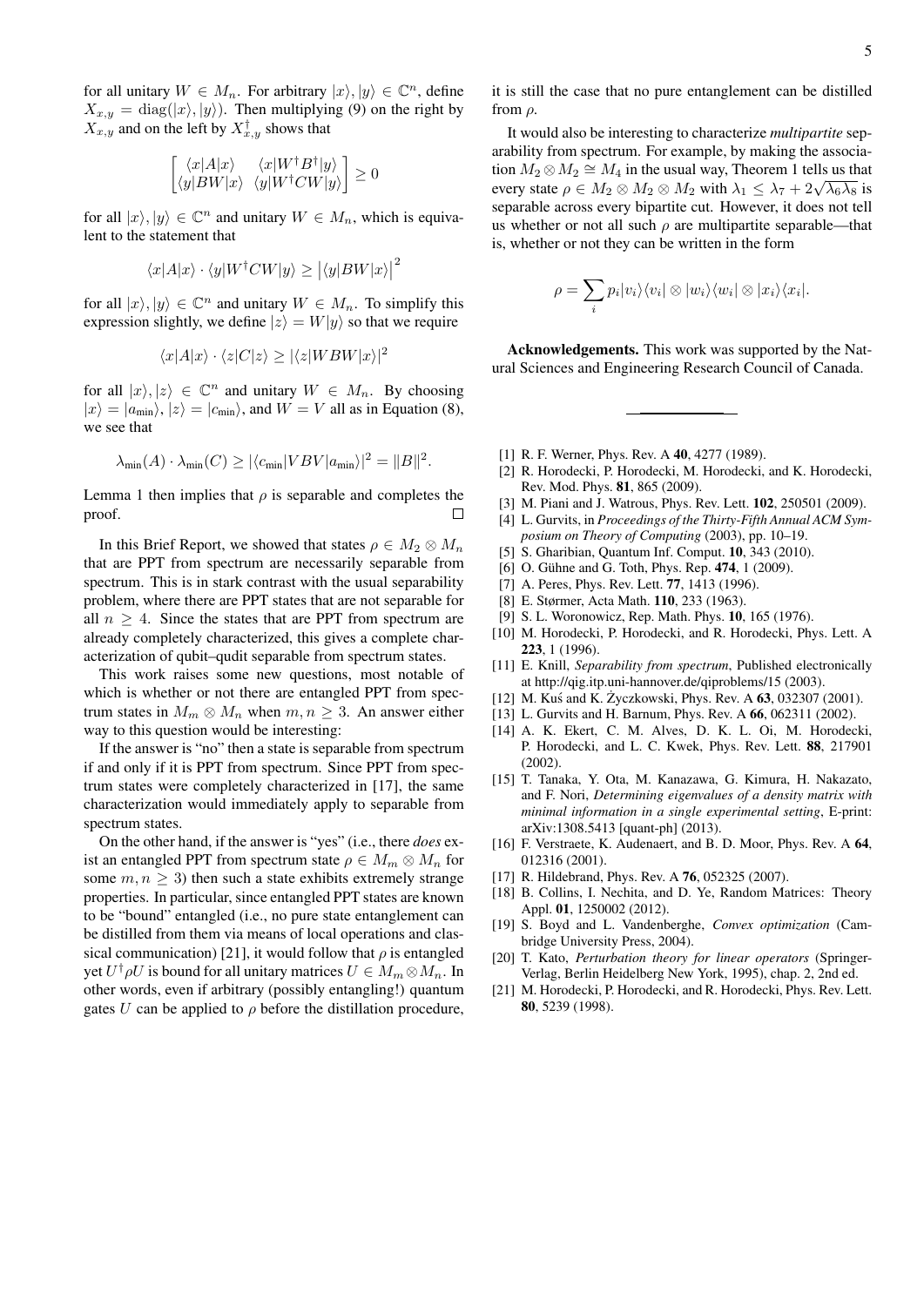for all unitary $W \in M_n$. For arbitrary $|x\rangle, |y\rangle \in \mathbb{C}^n$, define $X_{x,y} = \mathrm{diag}(|x\rangle, |y\rangle)$. Then multiplying (9) on the right by $X_{x,y}$ and on the left by $X_{x,y}^\dagger$ shows that

$$\begin{bmatrix} \langle x|A|x\rangle & \langle x|W^\dagger B^\dagger|y\rangle \\ \langle y|BW|x\rangle & \langle y|W^\dagger CW|y\rangle \end{bmatrix} \geq 0$$

for all $|x\rangle, |y\rangle \in \mathbb{C}^n$ and unitary $W \in M_n$, which is equivalent to the statement that

$$\langle x|A|x\rangle \cdot \langle y|W^\dagger CW|y\rangle \geq \left|\langle y|BW|x\rangle\right|^2$$

for all $|x\rangle, |y\rangle \in \mathbb{C}^n$ and unitary $W \in M_n$. To simplify this expression slightly, we define $|z\rangle = W|y\rangle$ so that we require

$$\langle x|A|x\rangle \cdot \langle z|C|z\rangle \geq |\langle z|WBW|x\rangle|^2$$

for all $|x\rangle, |z\rangle \in \mathbb{C}^n$ and unitary $W \in M_n$. By choosing $|x\rangle = |a_{\min}\rangle$, $|z\rangle = |c_{\min}\rangle$, and $W = V$ all as in Equation (8), we see that

$$\lambda_{\min}(A) \cdot \lambda_{\min}(C) \geq |\langle c_{\min}|VBV|a_{\min}\rangle|^2 = \|B\|^2.$$

Lemma 1 then implies that $\rho$ is separable and completes the proof. $\square$

In this Brief Report, we showed that states $\rho \in M_2 \otimes M_n$ that are PPT from spectrum are necessarily separable from spectrum. This is in stark contrast with the usual separability problem, where there are PPT states that are not separable for all $n \geq 4$. Since the states that are PPT from spectrum are already completely characterized, this gives a complete characterization of qubit–qudit separable from spectrum states.

This work raises some new questions, most notable of which is whether or not there are entangled PPT from spectrum states in $M_m \otimes M_n$ when $m, n \geq 3$. An answer either way to this question would be interesting:

If the answer is "no" then a state is separable from spectrum if and only if it is PPT from spectrum. Since PPT from spectrum states were completely characterized in [17], the same characterization would immediately apply to separable from spectrum states.

On the other hand, if the answer is "yes" (i.e., there *does* exist an entangled PPT from spectrum state $\rho \in M_m \otimes M_n$ for some $m, n \geq 3$) then such a state exhibits extremely strange properties. In particular, since entangled PPT states are known to be "bound" entangled (i.e., no pure state entanglement can be distilled from them via means of local operations and classical communication) [21], it would follow that $\rho$ is entangled yet $U^\dagger \rho U$ is bound for all unitary matrices $U \in M_m \otimes M_n$. In other words, even if arbitrary (possibly entangling!) quantum gates $U$ can be applied to $\rho$ before the distillation procedure, it is still the case that no pure entanglement can be distilled from $\rho$.

It would also be interesting to characterize *multipartite* separability from spectrum. For example, by making the association $M_2 \otimes M_2 \cong M_4$ in the usual way, Theorem 1 tells us that every state $\rho \in M_2 \otimes M_2 \otimes M_2$ with $\lambda_1 \leq \lambda_7 + 2\sqrt{\lambda_6\lambda_8}$ is separable across every bipartite cut. However, it does not tell us whether or not all such $\rho$ are multipartite separable—that is, whether or not they can be written in the form

$$\rho = \sum_i p_i |v_i\rangle\langle v_i| \otimes |w_i\rangle\langle w_i| \otimes |x_i\rangle\langle x_i|.$$

**Acknowledgements.** This work was supported by the Natural Sciences and Engineering Research Council of Canada.

---

[1] R. F. Werner, Phys. Rev. A **40**, 4277 (1989).
[2] R. Horodecki, P. Horodecki, M. Horodecki, and K. Horodecki, Rev. Mod. Phys. **81**, 865 (2009).
[3] M. Piani and J. Watrous, Phys. Rev. Lett. **102**, 250501 (2009).
[4] L. Gurvits, in *Proceedings of the Thirty-Fifth Annual ACM Symposium on Theory of Computing* (2003), pp. 10–19.
[5] S. Gharibian, Quantum Inf. Comput. **10**, 343 (2010).
[6] O. Gühne and G. Toth, Phys. Rep. **474**, 1 (2009).
[7] A. Peres, Phys. Rev. Lett. **77**, 1413 (1996).
[8] E. Størmer, Acta Math. **110**, 233 (1963).
[9] S. L. Woronowicz, Rep. Math. Phys. **10**, 165 (1976).
[10] M. Horodecki, P. Horodecki, and R. Horodecki, Phys. Lett. A **223**, 1 (1996).
[11] E. Knill, *Separability from spectrum*, Published electronically at http://qig.itp.uni-hannover.de/qiproblems/15 (2003).
[12] M. Kuś and K. Życzkowski, Phys. Rev. A **63**, 032307 (2001).
[13] L. Gurvits and H. Barnum, Phys. Rev. A **66**, 062311 (2002).
[14] A. K. Ekert, C. M. Alves, D. K. L. Oi, M. Horodecki, P. Horodecki, and L. C. Kwek, Phys. Rev. Lett. **88**, 217901 (2002).
[15] T. Tanaka, Y. Ota, M. Kanazawa, G. Kimura, H. Nakazato, and F. Nori, *Determining eigenvalues of a density matrix with minimal information in a single experimental setting*, E-print: arXiv:1308.5413 [quant-ph] (2013).
[16] F. Verstraete, K. Audenaert, and B. D. Moor, Phys. Rev. A **64**, 012316 (2001).
[17] R. Hildebrand, Phys. Rev. A **76**, 052325 (2007).
[18] B. Collins, I. Nechita, and D. Ye, Random Matrices: Theory Appl. **01**, 1250002 (2012).
[19] S. Boyd and L. Vandenberghe, *Convex optimization* (Cambridge University Press, 2004).
[20] T. Kato, *Perturbation theory for linear operators* (Springer-Verlag, Berlin Heidelberg New York, 1995), chap. 2, 2nd ed.
[21] M. Horodecki, P. Horodecki, and R. Horodecki, Phys. Rev. Lett. **80**, 5239 (1998).